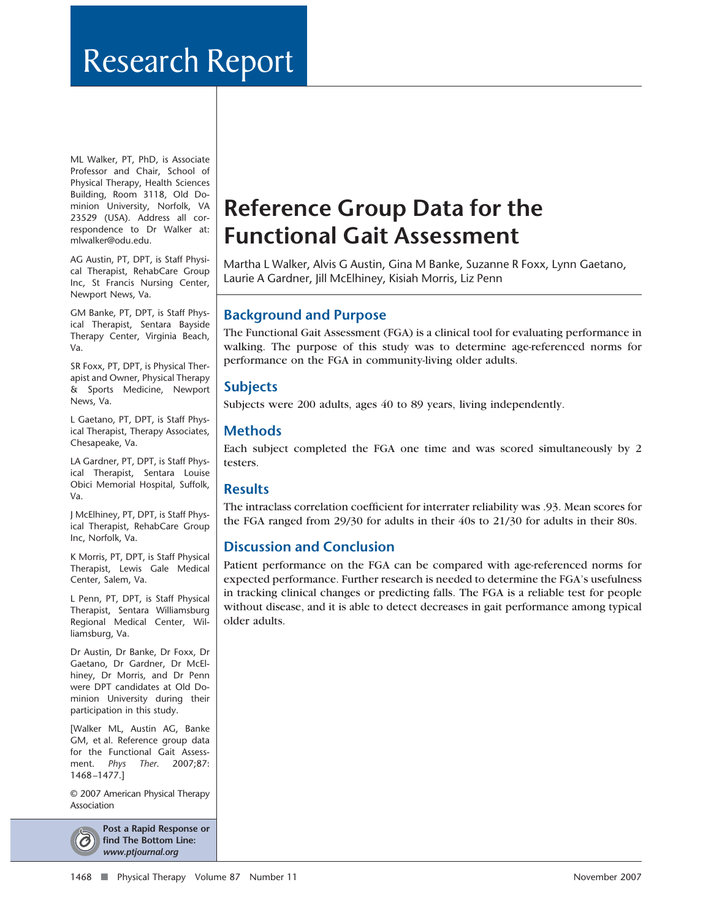# Research Report

# Reference Group Data for the Functional Gait Assessment

Martha L Walker, Alvis G Austin, Gina M Banke, Suzanne R Foxx, Lynn Gaetano, Laurie A Gardner, Jill McElhiney, Kisiah Morris, Liz Penn

## Background and Purpose

The Functional Gait Assessment (FGA) is a clinical tool for evaluating performance in walking. The purpose of this study was to determine age-referenced norms for performance on the FGA in community-living older adults.

## Subjects

Subjects were 200 adults, ages 40 to 89 years, living independently.

## Methods

Each subject completed the FGA one time and was scored simultaneously by 2 testers.

## Results

The intraclass correlation coefficient for interrater reliability was .93. Mean scores for the FGA ranged from 29/30 for adults in their 40s to 21/30 for adults in their 80s.

## Discussion and Conclusion

Patient performance on the FGA can be compared with age-referenced norms for expected performance. Further research is needed to determine the FGA's usefulness in tracking clinical changes or predicting falls. The FGA is a reliable test for people without disease, and it is able to detect decreases in gait performance among typical older adults.

ML Walker, PT, PhD, is Associate Professor and Chair, School of Physical Therapy, Health Sciences Building, Room 3118, Old Dominion University, Norfolk, VA 23529 (USA). Address all correspondence to Dr Walker at: mlwalker@odu.edu.

AG Austin, PT, DPT, is Staff Physical Therapist, RehabCare Group Inc, St Francis Nursing Center, Newport News, Va.

GM Banke, PT, DPT, is Staff Physical Therapist, Sentara Bayside Therapy Center, Virginia Beach, Va.

SR Foxx, PT, DPT, is Physical Therapist and Owner, Physical Therapy & Sports Medicine, Newport News, Va.

L Gaetano, PT, DPT, is Staff Physical Therapist, Therapy Associates, Chesapeake, Va.

LA Gardner, PT, DPT, is Staff Physical Therapist, Sentara Louise Obici Memorial Hospital, Suffolk, Va.

J McElhiney, PT, DPT, is Staff Physical Therapist, RehabCare Group Inc, Norfolk, Va.

K Morris, PT, DPT, is Staff Physical Therapist, Lewis Gale Medical Center, Salem, Va.

L Penn, PT, DPT, is Staff Physical Therapist, Sentara Williamsburg Regional Medical Center, Williamsburg, Va.

Dr Austin, Dr Banke, Dr Foxx, Dr Gaetano, Dr Gardner, Dr McElhiney, Dr Morris, and Dr Penn were DPT candidates at Old Dominion University during their participation in this study.

[Walker ML, Austin AG, Banke GM, et al. Reference group data for the Functional Gait Assessment. *Phys Ther.* 2007;87:1468–1477.]

© 2007 American Physical Therapy Association

**Post a Rapid Response or find The Bottom Line: *www.ptjournal.org***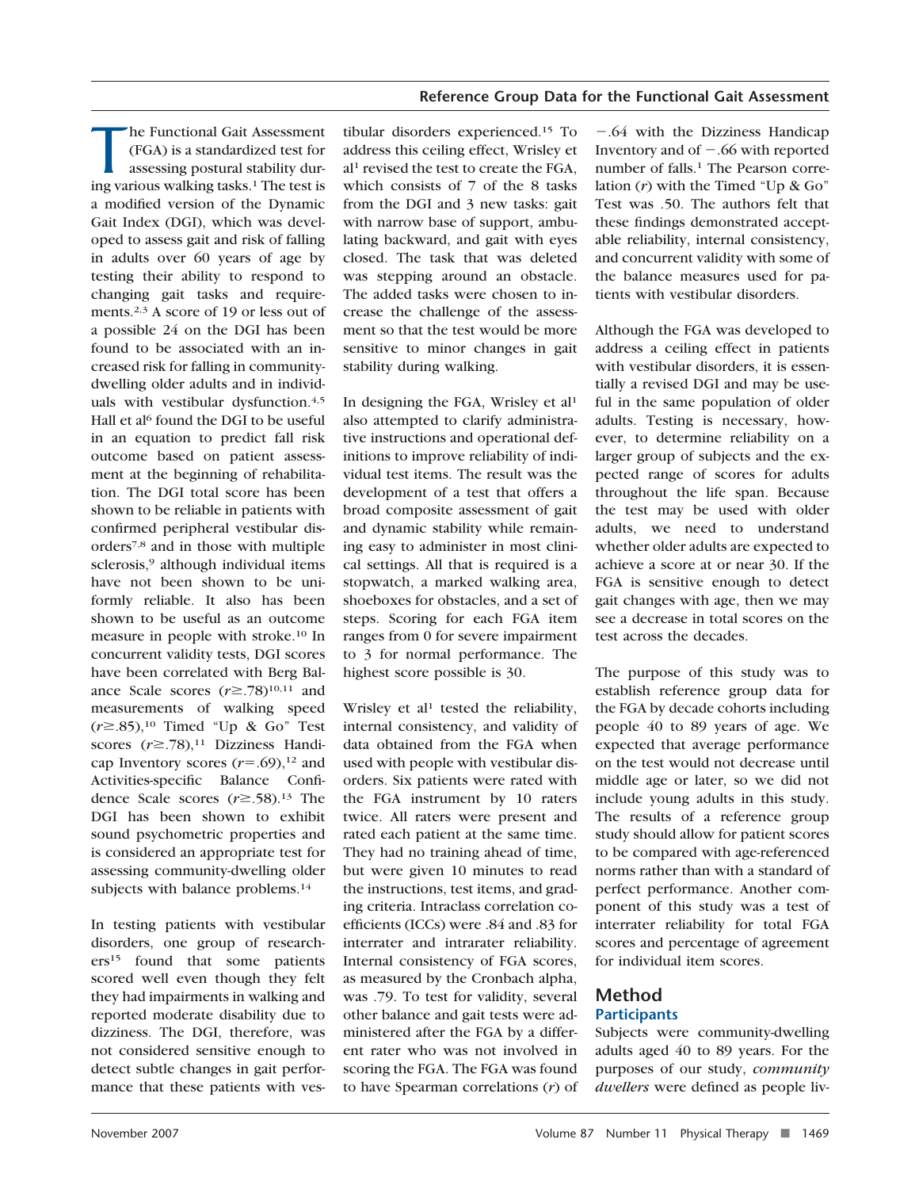The Functional Gait Assessment (FGA) is a standardized test for assessing postural stability during various walking tasks.[1] The test is a modified version of the Dynamic Gait Index (DGI), which was developed to assess gait and risk of falling in adults over 60 years of age by testing their ability to respond to changing gait tasks and requirements.[2,3] A score of 19 or less out of a possible 24 on the DGI has been found to be associated with an increased risk for falling in community-dwelling older adults and in individuals with vestibular dysfunction.[4,5] Hall et al[6] found the DGI to be useful in an equation to predict fall risk outcome based on patient assessment at the beginning of rehabilitation. The DGI total score has been shown to be reliable in patients with confirmed peripheral vestibular disorders[7,8] and in those with multiple sclerosis,[9] although individual items have not been shown to be uniformly reliable. It also has been shown to be useful as an outcome measure in people with stroke.[10] In concurrent validity tests, DGI scores have been correlated with Berg Balance Scale scores ($r \geq .78$)[10,11] and measurements of walking speed ($r \geq .85$),[10] Timed "Up & Go" Test scores ($r \geq .78$),[11] Dizziness Handicap Inventory scores ($r = .69$),[12] and Activities-specific Balance Confidence Scale scores ($r \geq .58$).[13] The DGI has been shown to exhibit sound psychometric properties and is considered an appropriate test for assessing community-dwelling older subjects with balance problems.[14]

In testing patients with vestibular disorders, one group of researchers[15] found that some patients scored well even though they felt they had impairments in walking and reported moderate disability due to dizziness. The DGI, therefore, was not considered sensitive enough to detect subtle changes in gait performance that these patients with vestibular disorders experienced.[15] To address this ceiling effect, Wrisley et al[1] revised the test to create the FGA, which consists of 7 of the 8 tasks from the DGI and 3 new tasks: gait with narrow base of support, ambulating backward, and gait with eyes closed. The task that was deleted was stepping around an obstacle. The added tasks were chosen to increase the challenge of the assessment so that the test would be more sensitive to minor changes in gait stability during walking.

In designing the FGA, Wrisley et al[1] also attempted to clarify administrative instructions and operational definitions to improve reliability of individual test items. The result was the development of a test that offers a broad composite assessment of gait and dynamic stability while remaining easy to administer in most clinical settings. All that is required is a stopwatch, a marked walking area, shoeboxes for obstacles, and a set of steps. Scoring for each FGA item ranges from 0 for severe impairment to 3 for normal performance. The highest score possible is 30.

Wrisley et al[1] tested the reliability, internal consistency, and validity of data obtained from the FGA when used with people with vestibular disorders. Six patients were rated with the FGA instrument by 10 raters twice. All raters were present and rated each patient at the same time. They had no training ahead of time, but were given 10 minutes to read the instructions, test items, and grading criteria. Intraclass correlation coefficients (ICCs) were .84 and .83 for interrater and intrarater reliability. Internal consistency of FGA scores, as measured by the Cronbach alpha, was .79. To test for validity, several other balance and gait tests were administered after the FGA by a different rater who was not involved in scoring the FGA. The FGA was found to have Spearman correlations ($r$) of $-.64$ with the Dizziness Handicap Inventory and of $-.66$ with reported number of falls.[1] The Pearson correlation ($r$) with the Timed "Up & Go" Test was .50. The authors felt that these findings demonstrated acceptable reliability, internal consistency, and concurrent validity with some of the balance measures used for patients with vestibular disorders.

Although the FGA was developed to address a ceiling effect in patients with vestibular disorders, it is essentially a revised DGI and may be useful in the same population of older adults. Testing is necessary, however, to determine reliability on a larger group of subjects and the expected range of scores for adults throughout the life span. Because the test may be used with older adults, we need to understand whether older adults are expected to achieve a score at or near 30. If the FGA is sensitive enough to detect gait changes with age, then we may see a decrease in total scores on the test across the decades.

The purpose of this study was to establish reference group data for the FGA by decade cohorts including people 40 to 89 years of age. We expected that average performance on the test would not decrease until middle age or later, so we did not include young adults in this study. The results of a reference group study should allow for patient scores to be compared with age-referenced norms rather than with a standard of perfect performance. Another component of this study was a test of interrater reliability for total FGA scores and percentage of agreement for individual item scores.

## Method

### Participants

Subjects were community-dwelling adults aged 40 to 89 years. For the purposes of our study, *community dwellers* were defined as people liv-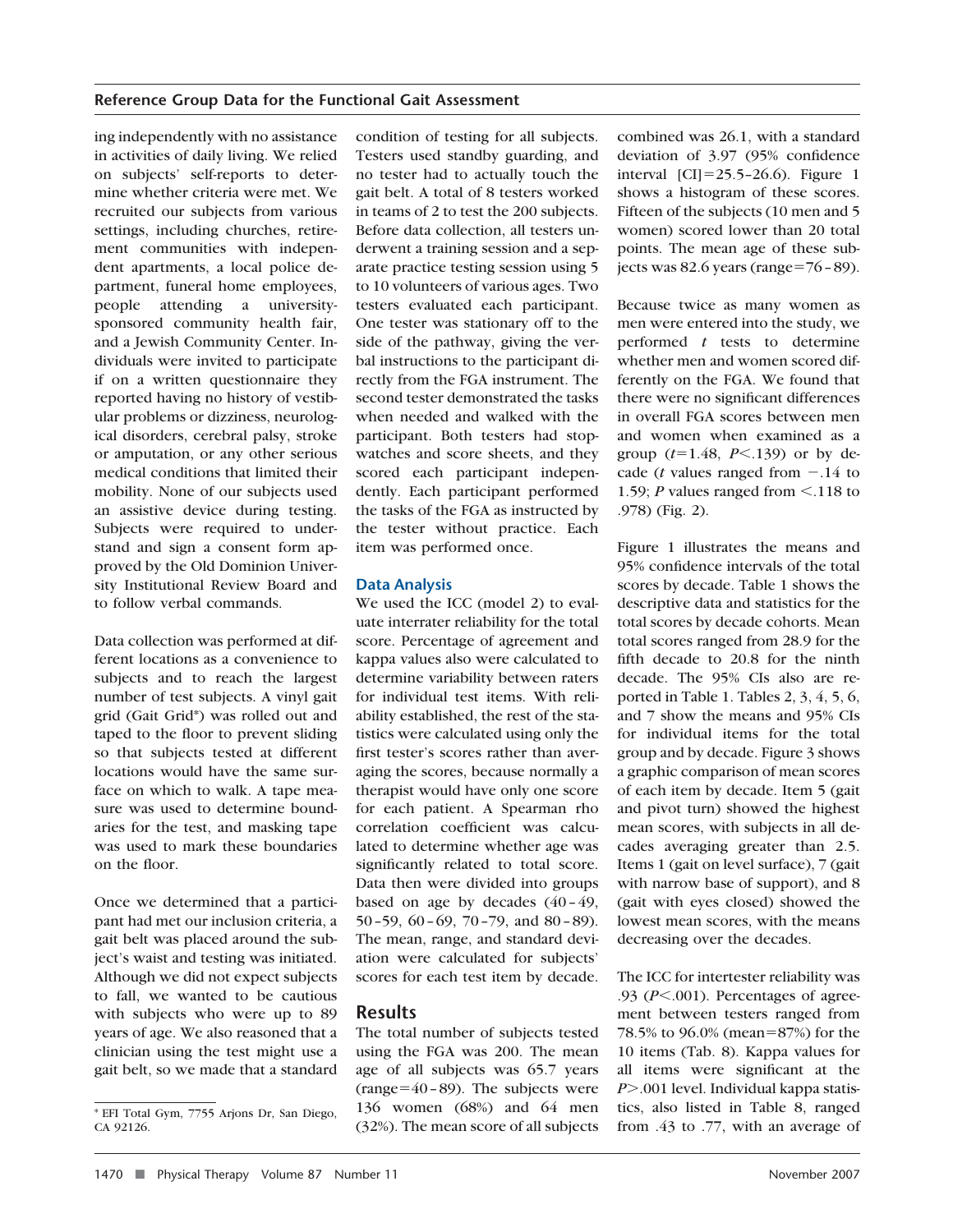ing independently with no assistance in activities of daily living. We relied on subjects' self-reports to determine whether criteria were met. We recruited our subjects from various settings, including churches, retirement communities with independent apartments, a local police department, funeral home employees, people attending a university-sponsored community health fair, and a Jewish Community Center. Individuals were invited to participate if on a written questionnaire they reported having no history of vestibular problems or dizziness, neurological disorders, cerebral palsy, stroke or amputation, or any other serious medical conditions that limited their mobility. None of our subjects used an assistive device during testing. Subjects were required to understand and sign a consent form approved by the Old Dominion University Institutional Review Board and to follow verbal commands.

Data collection was performed at different locations as a convenience to subjects and to reach the largest number of test subjects. A vinyl gait grid (Gait Grid*) was rolled out and taped to the floor to prevent sliding so that subjects tested at different locations would have the same surface on which to walk. A tape measure was used to determine boundaries for the test, and masking tape was used to mark these boundaries on the floor.

Once we determined that a participant had met our inclusion criteria, a gait belt was placed around the subject's waist and testing was initiated. Although we did not expect subjects to fall, we wanted to be cautious with subjects who were up to 89 years of age. We also reasoned that a clinician using the test might use a gait belt, so we made that a standard condition of testing for all subjects. Testers used standby guarding, and no tester had to actually touch the gait belt. A total of 8 testers worked in teams of 2 to test the 200 subjects. Before data collection, all testers underwent a training session and a separate practice testing session using 5 to 10 volunteers of various ages. Two testers evaluated each participant. One tester was stationary off to the side of the pathway, giving the verbal instructions to the participant directly from the FGA instrument. The second tester demonstrated the tasks when needed and walked with the participant. Both testers had stopwatches and score sheets, and they scored each participant independently. Each participant performed the tasks of the FGA as instructed by the tester without practice. Each item was performed once.

### Data Analysis

We used the ICC (model 2) to evaluate interrater reliability for the total score. Percentage of agreement and kappa values also were calculated to determine variability between raters for individual test items. With reliability established, the rest of the statistics were calculated using only the first tester's scores rather than averaging the scores, because normally a therapist would have only one score for each patient. A Spearman rho correlation coefficient was calculated to determine whether age was significantly related to total score. Data then were divided into groups based on age by decades (40–49, 50–59, 60–69, 70–79, and 80–89). The mean, range, and standard deviation were calculated for subjects' scores for each test item by decade.

## Results

The total number of subjects tested using the FGA was 200. The mean age of all subjects was 65.7 years (range=40–89). The subjects were 136 women (68%) and 64 men (32%). The mean score of all subjects combined was 26.1, with a standard deviation of 3.97 (95% confidence interval [CI]=25.5–26.6). Figure 1 shows a histogram of these scores. Fifteen of the subjects (10 men and 5 women) scored lower than 20 total points. The mean age of these subjects was 82.6 years (range=76–89).

Because twice as many women as men were entered into the study, we performed *t* tests to determine whether men and women scored differently on the FGA. We found that there were no significant differences in overall FGA scores between men and women when examined as a group ($t=1.48$, $P<.139$) or by decade (*t* values ranged from $-.14$ to 1.59; *P* values ranged from $<.118$ to .978) (Fig. 2).

Figure 1 illustrates the means and 95% confidence intervals of the total scores by decade. Table 1 shows the descriptive data and statistics for the total scores by decade cohorts. Mean total scores ranged from 28.9 for the fifth decade to 20.8 for the ninth decade. The 95% CIs also are reported in Table 1. Tables 2, 3, 4, 5, 6, and 7 show the means and 95% CIs for individual items for the total group and by decade. Figure 3 shows a graphic comparison of mean scores of each item by decade. Item 5 (gait and pivot turn) showed the highest mean scores, with subjects in all decades averaging greater than 2.5. Items 1 (gait on level surface), 7 (gait with narrow base of support), and 8 (gait with eyes closed) showed the lowest mean scores, with the means decreasing over the decades.

The ICC for intertester reliability was .93 ($P<.001$). Percentages of agreement between testers ranged from 78.5% to 96.0% (mean=87%) for the 10 items (Tab. 8). Kappa values for all items were significant at the $P>.001$ level. Individual kappa statistics, also listed in Table 8, ranged from .43 to .77, with an average of

* EFI Total Gym, 7755 Arjons Dr, San Diego, CA 92126.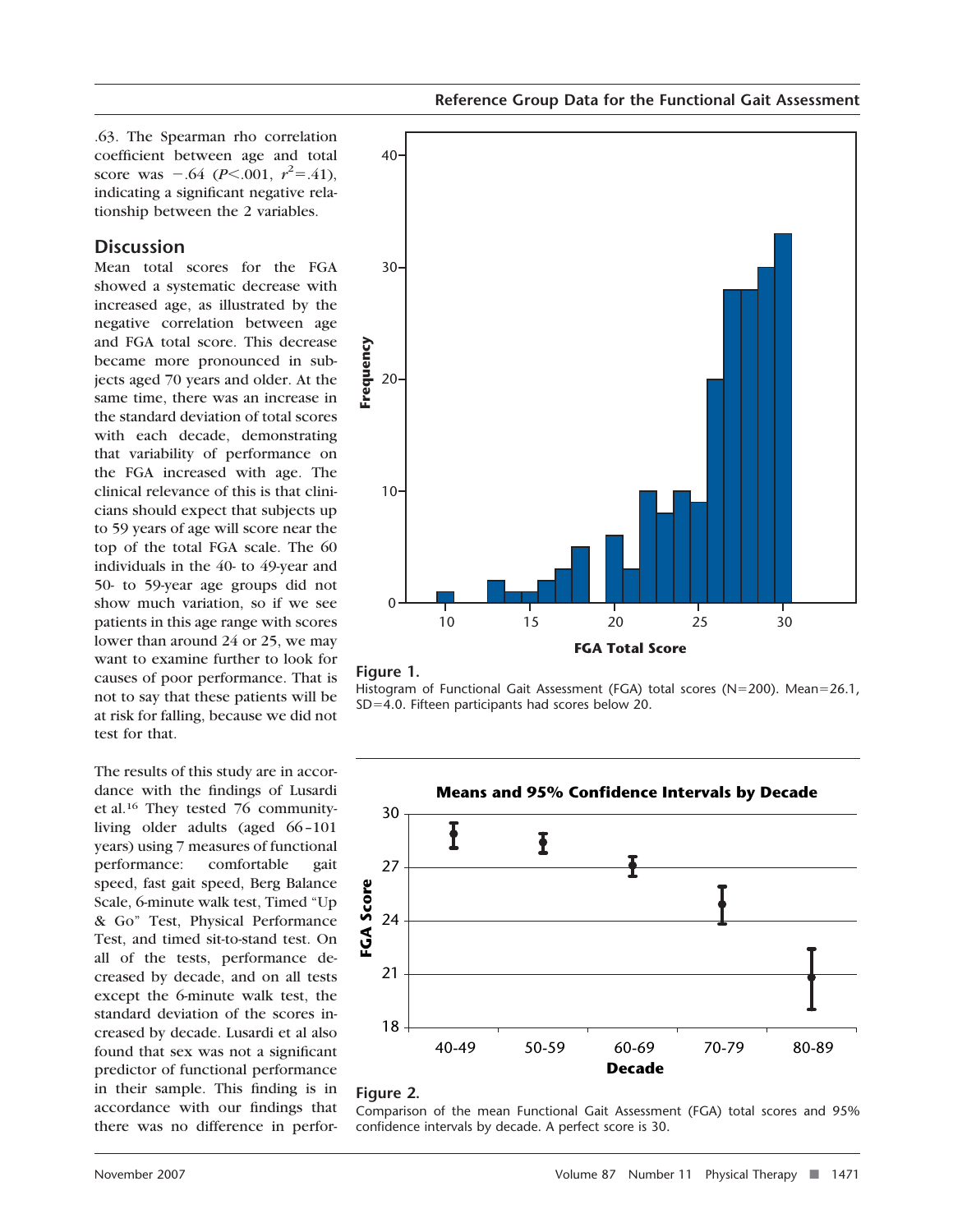.63. The Spearman rho correlation coefficient between age and total score was −.64 ($P<.001$, $r^2=.41$), indicating a significant negative relationship between the 2 variables.

## Discussion

Mean total scores for the FGA showed a systematic decrease with increased age, as illustrated by the negative correlation between age and FGA total score. This decrease became more pronounced in subjects aged 70 years and older. At the same time, there was an increase in the standard deviation of total scores with each decade, demonstrating that variability of performance on the FGA increased with age. The clinical relevance of this is that clinicians should expect that subjects up to 59 years of age will score near the top of the total FGA scale. The 60 individuals in the 40- to 49-year and 50- to 59-year age groups did not show much variation, so if we see patients in this age range with scores lower than around 24 or 25, we may want to examine further to look for causes of poor performance. That is not to say that these patients will be at risk for falling, because we did not test for that.

The results of this study are in accordance with the findings of Lusardi et al.[16] They tested 76 community-living older adults (aged 66–101 years) using 7 measures of functional performance: comfortable gait speed, fast gait speed, Berg Balance Scale, 6-minute walk test, Timed "Up & Go" Test, Physical Performance Test, and timed sit-to-stand test. On all of the tests, performance decreased by decade, and on all tests except the 6-minute walk test, the standard deviation of the scores increased by decade. Lusardi et al also found that sex was not a significant predictor of functional performance in their sample. This finding is in accordance with our findings that there was no difference in perfor-

**Figure 1.**
Histogram of Functional Gait Assessment (FGA) total scores (N=200). Mean=26.1, SD=4.0. Fifteen participants had scores below 20.

**Figure 2.**
Comparison of the mean Functional Gait Assessment (FGA) total scores and 95% confidence intervals by decade. A perfect score is 30.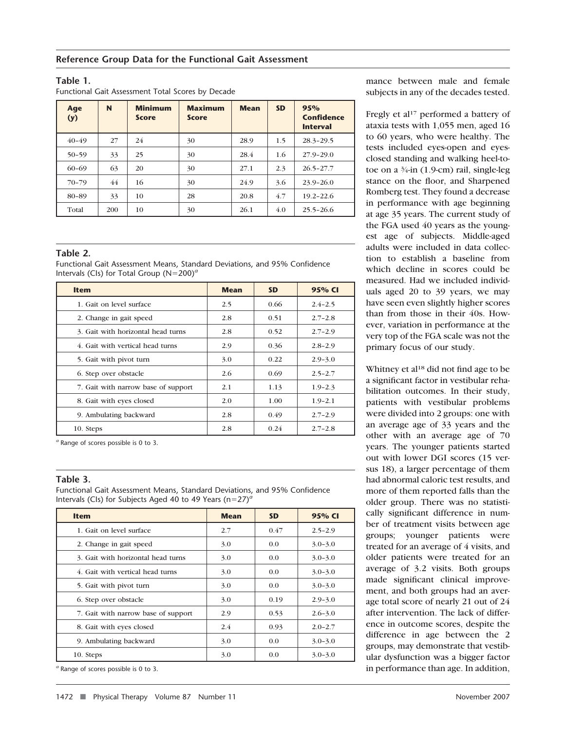**Table 1.**
Functional Gait Assessment Total Scores by Decade

| Age (y) | N | Minimum Score | Maximum Score | Mean | SD | 95% Confidence Interval |
|---|---|---|---|---|---|---|
| 40–49 | 27 | 24 | 30 | 28.9 | 1.5 | 28.3–29.5 |
| 50–59 | 33 | 25 | 30 | 28.4 | 1.6 | 27.9–29.0 |
| 60–69 | 63 | 20 | 30 | 27.1 | 2.3 | 26.5–27.7 |
| 70–79 | 44 | 16 | 30 | 24.9 | 3.6 | 23.9–26.0 |
| 80–89 | 33 | 10 | 28 | 20.8 | 4.7 | 19.2–22.6 |
| Total | 200 | 10 | 30 | 26.1 | 4.0 | 25.5–26.6 |

**Table 2.**
Functional Gait Assessment Means, Standard Deviations, and 95% Confidence Intervals (CIs) for Total Group (N=200)[a]

| Item | Mean | SD | 95% CI |
|---|---|---|---|
| 1. Gait on level surface | 2.5 | 0.66 | 2.4–2.5 |
| 2. Change in gait speed | 2.8 | 0.51 | 2.7–2.8 |
| 3. Gait with horizontal head turns | 2.8 | 0.52 | 2.7–2.9 |
| 4. Gait with vertical head turns | 2.9 | 0.36 | 2.8–2.9 |
| 5. Gait with pivot turn | 3.0 | 0.22 | 2.9–3.0 |
| 6. Step over obstacle | 2.6 | 0.69 | 2.5–2.7 |
| 7. Gait with narrow base of support | 2.1 | 1.13 | 1.9–2.3 |
| 8. Gait with eyes closed | 2.0 | 1.00 | 1.9–2.1 |
| 9. Ambulating backward | 2.8 | 0.49 | 2.7–2.9 |
| 10. Steps | 2.8 | 0.24 | 2.7–2.8 |

[a] Range of scores possible is 0 to 3.

**Table 3.**
Functional Gait Assessment Means, Standard Deviations, and 95% Confidence Intervals (CIs) for Subjects Aged 40 to 49 Years (n=27)[a]

| Item | Mean | SD | 95% CI |
|---|---|---|---|
| 1. Gait on level surface | 2.7 | 0.47 | 2.5–2.9 |
| 2. Change in gait speed | 3.0 | 0.0 | 3.0–3.0 |
| 3. Gait with horizontal head turns | 3.0 | 0.0 | 3.0–3.0 |
| 4. Gait with vertical head turns | 3.0 | 0.0 | 3.0–3.0 |
| 5. Gait with pivot turn | 3.0 | 0.0 | 3.0–3.0 |
| 6. Step over obstacle | 3.0 | 0.19 | 2.9–3.0 |
| 7. Gait with narrow base of support | 2.9 | 0.53 | 2.6–3.0 |
| 8. Gait with eyes closed | 2.4 | 0.93 | 2.0–2.7 |
| 9. Ambulating backward | 3.0 | 0.0 | 3.0–3.0 |
| 10. Steps | 3.0 | 0.0 | 3.0–3.0 |

[a] Range of scores possible is 0 to 3.

mance between male and female subjects in any of the decades tested.

Fregly et al[17] performed a battery of ataxia tests with 1,055 men, aged 16 to 60 years, who were healthy. The tests included eyes-open and eyes-closed standing and walking heel-to-toe on a ¾-in (1.9-cm) rail, single-leg stance on the floor, and Sharpened Romberg test. They found a decrease in performance with age beginning at age 35 years. The current study of the FGA used 40 years as the youngest age of subjects. Middle-aged adults were included in data collection to establish a baseline from which decline in scores could be measured. Had we included individuals aged 20 to 39 years, we may have seen even slightly higher scores than from those in their 40s. However, variation in performance at the very top of the FGA scale was not the primary focus of our study.

Whitney et al[18] did not find age to be a significant factor in vestibular rehabilitation outcomes. In their study, patients with vestibular problems were divided into 2 groups: one with an average age of 33 years and the other with an average age of 70 years. The younger patients started out with lower DGI scores (15 versus 18), a larger percentage of them had abnormal caloric test results, and more of them reported falls than the older group. There was no statistically significant difference in number of treatment visits between age groups; younger patients were treated for an average of 4 visits, and older patients were treated for an average of 3.2 visits. Both groups made significant clinical improvement, and both groups had an average total score of nearly 21 out of 24 after intervention. The lack of difference in outcome scores, despite the difference in age between the 2 groups, may demonstrate that vestibular dysfunction was a bigger factor in performance than age. In addition,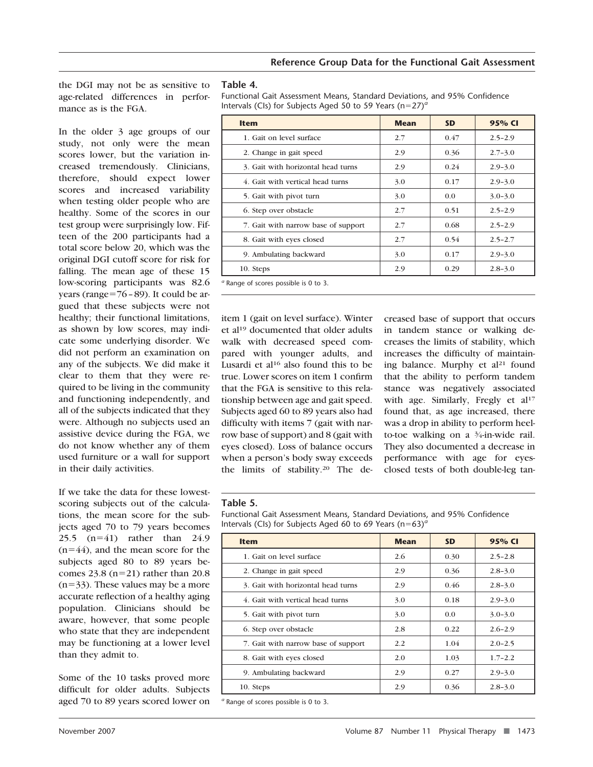the DGI may not be as sensitive to age-related differences in performance as is the FGA.

In the older 3 age groups of our study, not only were the mean scores lower, but the variation increased tremendously. Clinicians, therefore, should expect lower scores and increased variability when testing older people who are healthy. Some of the scores in our test group were surprisingly low. Fifteen of the 200 participants had a total score below 20, which was the original DGI cutoff score for risk for falling. The mean age of these 15 low-scoring participants was 82.6 years (range=76–89). It could be argued that these subjects were not healthy; their functional limitations, as shown by low scores, may indicate some underlying disorder. We did not perform an examination on any of the subjects. We did make it clear to them that they were required to be living in the community and functioning independently, and all of the subjects indicated that they were. Although no subjects used an assistive device during the FGA, we do not know whether any of them used furniture or a wall for support in their daily activities.

If we take the data for these lowest-scoring subjects out of the calculations, the mean score for the subjects aged 70 to 79 years becomes 25.5 (n=41) rather than 24.9 (n=44), and the mean score for the subjects aged 80 to 89 years becomes 23.8 (n=21) rather than 20.8 (n=33). These values may be a more accurate reflection of a healthy aging population. Clinicians should be aware, however, that some people who state that they are independent may be functioning at a lower level than they admit to.

Some of the 10 tasks proved more difficult for older adults. Subjects aged 70 to 89 years scored lower on item 1 (gait on level surface). Winter et al[19] documented that older adults walk with decreased speed compared with younger adults, and Lusardi et al[16] also found this to be true. Lower scores on item 1 confirm that the FGA is sensitive to this relationship between age and gait speed. Subjects aged 60 to 89 years also had difficulty with items 7 (gait with narrow base of support) and 8 (gait with eyes closed). Loss of balance occurs when a person's body sway exceeds the limits of stability.[20] The decreased base of support that occurs in tandem stance or walking decreases the limits of stability, which increases the difficulty of maintaining balance. Murphy et al[21] found that the ability to perform tandem stance was negatively associated with age. Similarly, Fregly et al[17] found that, as age increased, there was a drop in ability to perform heel-to-toe walking on a ¾-in-wide rail. They also documented a decrease in performance with age for eyes-closed tests of both double-leg tan-

**Table 4.**
Functional Gait Assessment Means, Standard Deviations, and 95% Confidence Intervals (CIs) for Subjects Aged 50 to 59 Years (n=27)[a]

| Item | Mean | SD | 95% CI |
|---|---|---|---|
| 1. Gait on level surface | 2.7 | 0.47 | 2.5–2.9 |
| 2. Change in gait speed | 2.9 | 0.36 | 2.7–3.0 |
| 3. Gait with horizontal head turns | 2.9 | 0.24 | 2.9–3.0 |
| 4. Gait with vertical head turns | 3.0 | 0.17 | 2.9–3.0 |
| 5. Gait with pivot turn | 3.0 | 0.0 | 3.0–3.0 |
| 6. Step over obstacle | 2.7 | 0.51 | 2.5–2.9 |
| 7. Gait with narrow base of support | 2.7 | 0.68 | 2.5–2.9 |
| 8. Gait with eyes closed | 2.7 | 0.54 | 2.5–2.7 |
| 9. Ambulating backward | 3.0 | 0.17 | 2.9–3.0 |
| 10. Steps | 2.9 | 0.29 | 2.8–3.0 |

[a] Range of scores possible is 0 to 3.

**Table 5.**
Functional Gait Assessment Means, Standard Deviations, and 95% Confidence Intervals (CIs) for Subjects Aged 60 to 69 Years (n=63)[a]

| Item | Mean | SD | 95% CI |
|---|---|---|---|
| 1. Gait on level surface | 2.6 | 0.30 | 2.5–2.8 |
| 2. Change in gait speed | 2.9 | 0.36 | 2.8–3.0 |
| 3. Gait with horizontal head turns | 2.9 | 0.46 | 2.8–3.0 |
| 4. Gait with vertical head turns | 3.0 | 0.18 | 2.9–3.0 |
| 5. Gait with pivot turn | 3.0 | 0.0 | 3.0–3.0 |
| 6. Step over obstacle | 2.8 | 0.22 | 2.6–2.9 |
| 7. Gait with narrow base of support | 2.2 | 1.04 | 2.0–2.5 |
| 8. Gait with eyes closed | 2.0 | 1.03 | 1.7–2.2 |
| 9. Ambulating backward | 2.9 | 0.27 | 2.9–3.0 |
| 10. Steps | 2.9 | 0.36 | 2.8–3.0 |

[a] Range of scores possible is 0 to 3.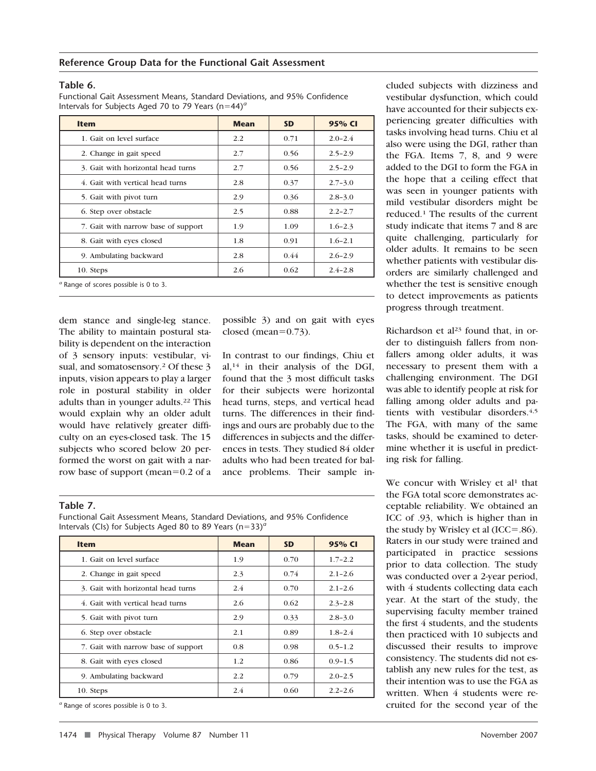**Table 6.**
Functional Gait Assessment Means, Standard Deviations, and 95% Confidence Intervals for Subjects Aged 70 to 79 Years (n=44)[a]

| Item | Mean | SD | 95% CI |
|---|---|---|---|
| 1. Gait on level surface | 2.2 | 0.71 | 2.0–2.4 |
| 2. Change in gait speed | 2.7 | 0.56 | 2.5–2.9 |
| 3. Gait with horizontal head turns | 2.7 | 0.56 | 2.5–2.9 |
| 4. Gait with vertical head turns | 2.8 | 0.37 | 2.7–3.0 |
| 5. Gait with pivot turn | 2.9 | 0.36 | 2.8–3.0 |
| 6. Step over obstacle | 2.5 | 0.88 | 2.2–2.7 |
| 7. Gait with narrow base of support | 1.9 | 1.09 | 1.6–2.3 |
| 8. Gait with eyes closed | 1.8 | 0.91 | 1.6–2.1 |
| 9. Ambulating backward | 2.8 | 0.44 | 2.6–2.9 |
| 10. Steps | 2.6 | 0.62 | 2.4–2.8 |

[a] Range of scores possible is 0 to 3.

dem stance and single-leg stance. The ability to maintain postural stability is dependent on the interaction of 3 sensory inputs: vestibular, visual, and somatosensory.[2] Of these 3 inputs, vision appears to play a larger role in postural stability in older adults than in younger adults.[22] This would explain why an older adult would have relatively greater difficulty on an eyes-closed task. The 15 subjects who scored below 20 performed the worst on gait with a narrow base of support (mean=0.2 of a possible 3) and on gait with eyes closed (mean=0.73).

In contrast to our findings, Chiu et al,[14] in their analysis of the DGI, found that the 3 most difficult tasks for their subjects were horizontal head turns, steps, and vertical head turns. The differences in their findings and ours are probably due to the differences in subjects and the differences in tests. They studied 84 older adults who had been treated for balance problems. Their sample included subjects with dizziness and vestibular dysfunction, which could have accounted for their subjects experiencing greater difficulties with tasks involving head turns. Chiu et al also were using the DGI, rather than the FGA. Items 7, 8, and 9 were added to the DGI to form the FGA in the hope that a ceiling effect that was seen in younger patients with mild vestibular disorders might be reduced.[1] The results of the current study indicate that items 7 and 8 are quite challenging, particularly for older adults. It remains to be seen whether patients with vestibular disorders are similarly challenged and whether the test is sensitive enough to detect improvements as patients progress through treatment.

Richardson et al[23] found that, in order to distinguish fallers from nonfallers among older adults, it was necessary to present them with a challenging environment. The DGI was able to identify people at risk for falling among older adults and patients with vestibular disorders.[4,5] The FGA, with many of the same tasks, should be examined to determine whether it is useful in predicting risk for falling.

We concur with Wrisley et al[1] that the FGA total score demonstrates acceptable reliability. We obtained an ICC of .93, which is higher than in the study by Wrisley et al (ICC=.86). Raters in our study were trained and participated in practice sessions prior to data collection. The study was conducted over a 2-year period, with 4 students collecting data each year. At the start of the study, the supervising faculty member trained the first 4 students, and the students then practiced with 10 subjects and discussed their results to improve consistency. The students did not establish any new rules for the test, as their intention was to use the FGA as written. When 4 students were recruited for the second year of the

**Table 7.**
Functional Gait Assessment Means, Standard Deviations, and 95% Confidence Intervals (CIs) for Subjects Aged 80 to 89 Years (n=33)[a]

| Item | Mean | SD | 95% CI |
|---|---|---|---|
| 1. Gait on level surface | 1.9 | 0.70 | 1.7–2.2 |
| 2. Change in gait speed | 2.3 | 0.74 | 2.1–2.6 |
| 3. Gait with horizontal head turns | 2.4 | 0.70 | 2.1–2.6 |
| 4. Gait with vertical head turns | 2.6 | 0.62 | 2.3–2.8 |
| 5. Gait with pivot turn | 2.9 | 0.33 | 2.8–3.0 |
| 6. Step over obstacle | 2.1 | 0.89 | 1.8–2.4 |
| 7. Gait with narrow base of support | 0.8 | 0.98 | 0.5–1.2 |
| 8. Gait with eyes closed | 1.2 | 0.86 | 0.9–1.5 |
| 9. Ambulating backward | 2.2 | 0.79 | 2.0–2.5 |
| 10. Steps | 2.4 | 0.60 | 2.2–2.6 |

[a] Range of scores possible is 0 to 3.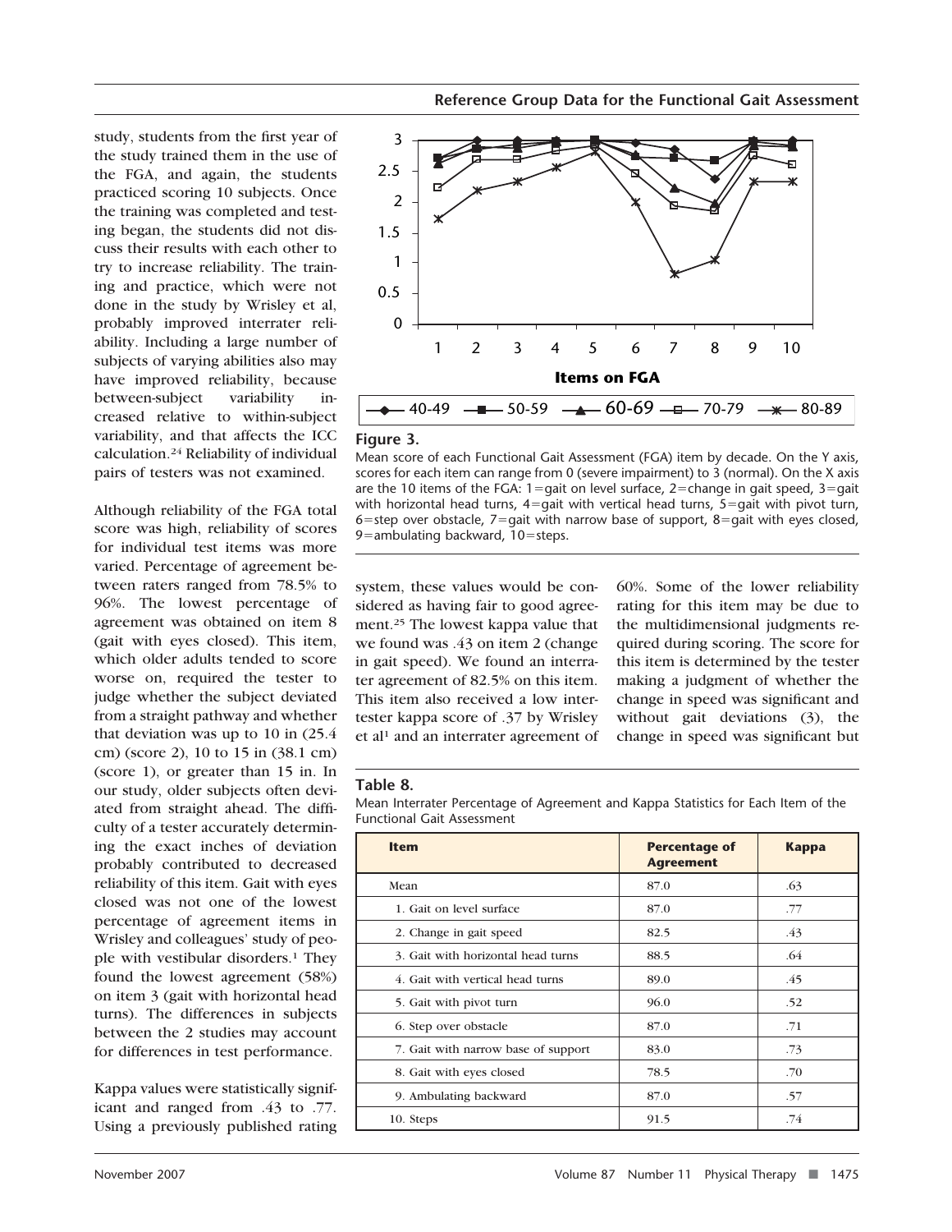study, students from the first year of the study trained them in the use of the FGA, and again, the students practiced scoring 10 subjects. Once the training was completed and testing began, the students did not discuss their results with each other to try to increase reliability. The training and practice, which were not done in the study by Wrisley et al, probably improved interrater reliability. Including a large number of subjects of varying abilities also may have improved reliability, because between-subject variability increased relative to within-subject variability, and that affects the ICC calculation.[24] Reliability of individual pairs of testers was not examined.

Although reliability of the FGA total score was high, reliability of scores for individual test items was more varied. Percentage of agreement between raters ranged from 78.5% to 96%. The lowest percentage of agreement was obtained on item 8 (gait with eyes closed). This item, which older adults tended to score worse on, required the tester to judge whether the subject deviated from a straight pathway and whether that deviation was up to 10 in (25.4 cm) (score 2), 10 to 15 in (38.1 cm) (score 1), or greater than 15 in. In our study, older subjects often deviated from straight ahead. The difficulty of a tester accurately determining the exact inches of deviation probably contributed to decreased reliability of this item. Gait with eyes closed was not one of the lowest percentage of agreement items in Wrisley and colleagues' study of people with vestibular disorders.[1] They found the lowest agreement (58%) on item 3 (gait with horizontal head turns). The differences in subjects between the 2 studies may account for differences in test performance.

Kappa values were statistically significant and ranged from .43 to .77. Using a previously published rating system, these values would be considered as having fair to good agreement.[25] The lowest kappa value that we found was .43 on item 2 (change in gait speed). We found an interrater agreement of 82.5% on this item. This item also received a low intertester kappa score of .37 by Wrisley et al[1] and an interrater agreement of 60%. Some of the lower reliability rating for this item may be due to the multidimensional judgments required during scoring. The score for this item is determined by the tester making a judgment of whether the change in speed was significant and without gait deviations (3), the change in speed was significant but

**Figure 3.**
Mean score of each Functional Gait Assessment (FGA) item by decade. On the Y axis, scores for each item can range from 0 (severe impairment) to 3 (normal). On the X axis are the 10 items of the FGA: 1=gait on level surface, 2=change in gait speed, 3=gait with horizontal head turns, 4=gait with vertical head turns, 5=gait with pivot turn, 6=step over obstacle, 7=gait with narrow base of support, 8=gait with eyes closed, 9=ambulating backward, 10=steps.

**Table 8.**
Mean Interrater Percentage of Agreement and Kappa Statistics for Each Item of the Functional Gait Assessment

| Item | Percentage of Agreement | Kappa |
|---|---|---|
| Mean | 87.0 | .63 |
| 1. Gait on level surface | 87.0 | .77 |
| 2. Change in gait speed | 82.5 | .43 |
| 3. Gait with horizontal head turns | 88.5 | .64 |
| 4. Gait with vertical head turns | 89.0 | .45 |
| 5. Gait with pivot turn | 96.0 | .52 |
| 6. Step over obstacle | 87.0 | .71 |
| 7. Gait with narrow base of support | 83.0 | .73 |
| 8. Gait with eyes closed | 78.5 | .70 |
| 9. Ambulating backward | 87.0 | .57 |
| 10. Steps | 91.5 | .74 |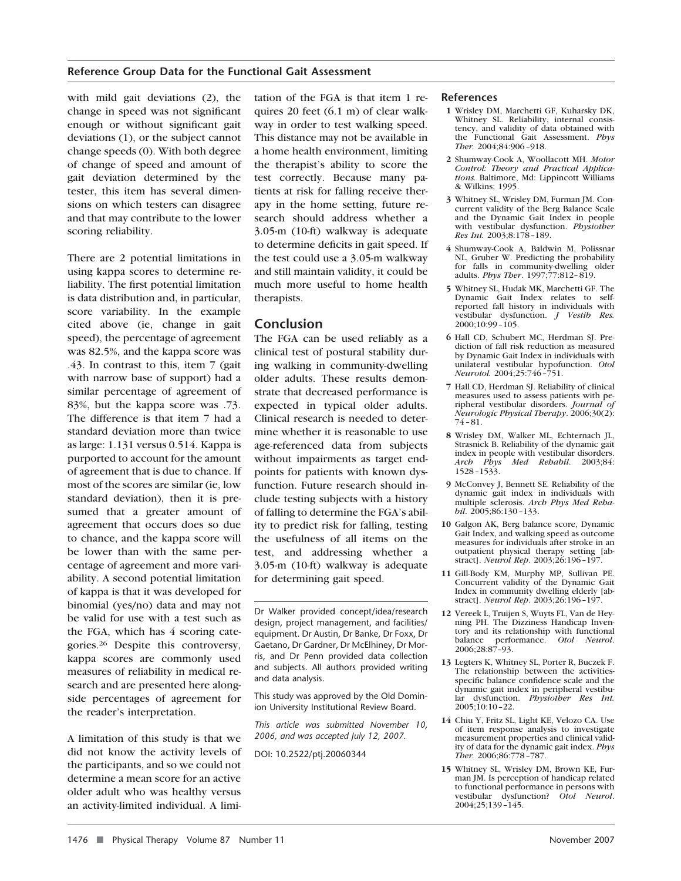with mild gait deviations (2), the change in speed was not significant enough or without significant gait deviations (1), or the subject cannot change speeds (0). With both degree of change of speed and amount of gait deviation determined by the tester, this item has several dimensions on which testers can disagree and that may contribute to the lower scoring reliability.

There are 2 potential limitations in using kappa scores to determine reliability. The first potential limitation is data distribution and, in particular, score variability. In the example cited above (ie, change in gait speed), the percentage of agreement was 82.5%, and the kappa score was .43. In contrast to this, item 7 (gait with narrow base of support) had a similar percentage of agreement of 83%, but the kappa score was .73. The difference is that item 7 had a standard deviation more than twice as large: 1.131 versus 0.514. Kappa is purported to account for the amount of agreement that is due to chance. If most of the scores are similar (ie, low standard deviation), then it is presumed that a greater amount of agreement that occurs does so due to chance, and the kappa score will be lower than with the same percentage of agreement and more variability. A second potential limitation of kappa is that it was developed for binomial (yes/no) data and may not be valid for use with a test such as the FGA, which has 4 scoring categories.[26] Despite this controversy, kappa scores are commonly used measures of reliability in medical research and are presented here alongside percentages of agreement for the reader's interpretation.

A limitation of this study is that we did not know the activity levels of the participants, and so we could not determine a mean score for an active older adult who was healthy versus an activity-limited individual. A limitation of the FGA is that item 1 requires 20 feet (6.1 m) of clear walkway in order to test walking speed. This distance may not be available in a home health environment, limiting the therapist's ability to score the test correctly. Because many patients at risk for falling receive therapy in the home setting, future research should address whether a 3.05-m (10-ft) walkway is adequate to determine deficits in gait speed. If the test could use a 3.05-m walkway and still maintain validity, it could be much more useful to home health therapists.

## Conclusion

The FGA can be used reliably as a clinical test of postural stability during walking in community-dwelling older adults. These results demonstrate that decreased performance is expected in typical older adults. Clinical research is needed to determine whether it is reasonable to use age-referenced data from subjects without impairments as target endpoints for patients with known dysfunction. Future research should include testing subjects with a history of falling to determine the FGA's ability to predict risk for falling, testing the usefulness of all items on the test, and addressing whether a 3.05-m (10-ft) walkway is adequate for determining gait speed.

---

Dr Walker provided concept/idea/research design, project management, and facilities/equipment. Dr Austin, Dr Banke, Dr Foxx, Dr Gaetano, Dr Gardner, Dr McElhiney, Dr Morris, and Dr Penn provided data collection and subjects. All authors provided writing and data analysis.

This study was approved by the Old Dominion University Institutional Review Board.

*This article was submitted November 10, 2006, and was accepted July 12, 2007.*

DOI: 10.2522/ptj.20060344

## References

1. Wrisley DM, Marchetti GF, Kuharsky DK, Whitney SL. Reliability, internal consistency, and validity of data obtained with the Functional Gait Assessment. *Phys Ther.* 2004;84:906–918.
2. Shumway-Cook A, Woollacott MH. *Motor Control: Theory and Practical Applications.* Baltimore, Md: Lippincott Williams & Wilkins; 1995.
3. Whitney SL, Wrisley DM, Furman JM. Concurrent validity of the Berg Balance Scale and the Dynamic Gait Index in people with vestibular dysfunction. *Physiother Res Int.* 2003;8:178–189.
4. Shumway-Cook A, Baldwin M, Polissnar NL, Gruber W. Predicting the probability for falls in community-dwelling older adults. *Phys Ther.* 1997;77:812–819.
5. Whitney SL, Hudak MK, Marchetti GF. The Dynamic Gait Index relates to self-reported fall history in individuals with vestibular dysfunction. *J Vestib Res.* 2000;10:99–105.
6. Hall CD, Schubert MC, Herdman SJ. Prediction of fall risk reduction as measured by Dynamic Gait Index in individuals with unilateral vestibular hypofunction. *Otol Neurotol.* 2004;25:746–751.
7. Hall CD, Herdman SJ. Reliability of clinical measures used to assess patients with peripheral vestibular disorders. *Journal of Neurologic Physical Therapy*. 2006;30(2):74–81.
8. Wrisley DM, Walker ML, Echternach JL, Strasnick B. Reliability of the dynamic gait index in people with vestibular disorders. *Arch Phys Med Rehabil.* 2003;84:1528–1533.
9. McConvey J, Bennett SE. Reliability of the dynamic gait index in individuals with multiple sclerosis. *Arch Phys Med Rehabil.* 2005;86:130–133.
10. Galgon AK, Berg balance score, Dynamic Gait Index, and walking speed as outcome measures for individuals after stroke in an outpatient physical therapy setting [abstract]. *Neurol Rep.* 2003;26:196–197.
11. Gill-Body KM, Murphy MP, Sullivan PE. Concurrent validity of the Dynamic Gait Index in community dwelling elderly [abstract]. *Neurol Rep.* 2003;26:196–197.
12. Vereek L, Truijen S, Wuyts FL, Van de Heyning PH. The Dizziness Handicap Inventory and its relationship with functional balance performance. *Otol Neurol.* 2006;28:87–93.
13. Legters K, Whitney SL, Porter R, Buczek F. The relationship between the activities-specific balance confidence scale and the dynamic gait index in peripheral vestibular dysfunction. *Physiother Res Int.* 2005;10:10–22.
14. Chiu Y, Fritz SL, Light KE, Velozo CA. Use of item response analysis to investigate measurement properties and clinical validity of data for the dynamic gait index. *Phys Ther.* 2006;86:778–787.
15. Whitney SL, Wrisley DM, Brown KE, Furman JM. Is perception of handicap related to functional performance in persons with vestibular dysfunction? *Otol Neurol.* 2004;25;139–145.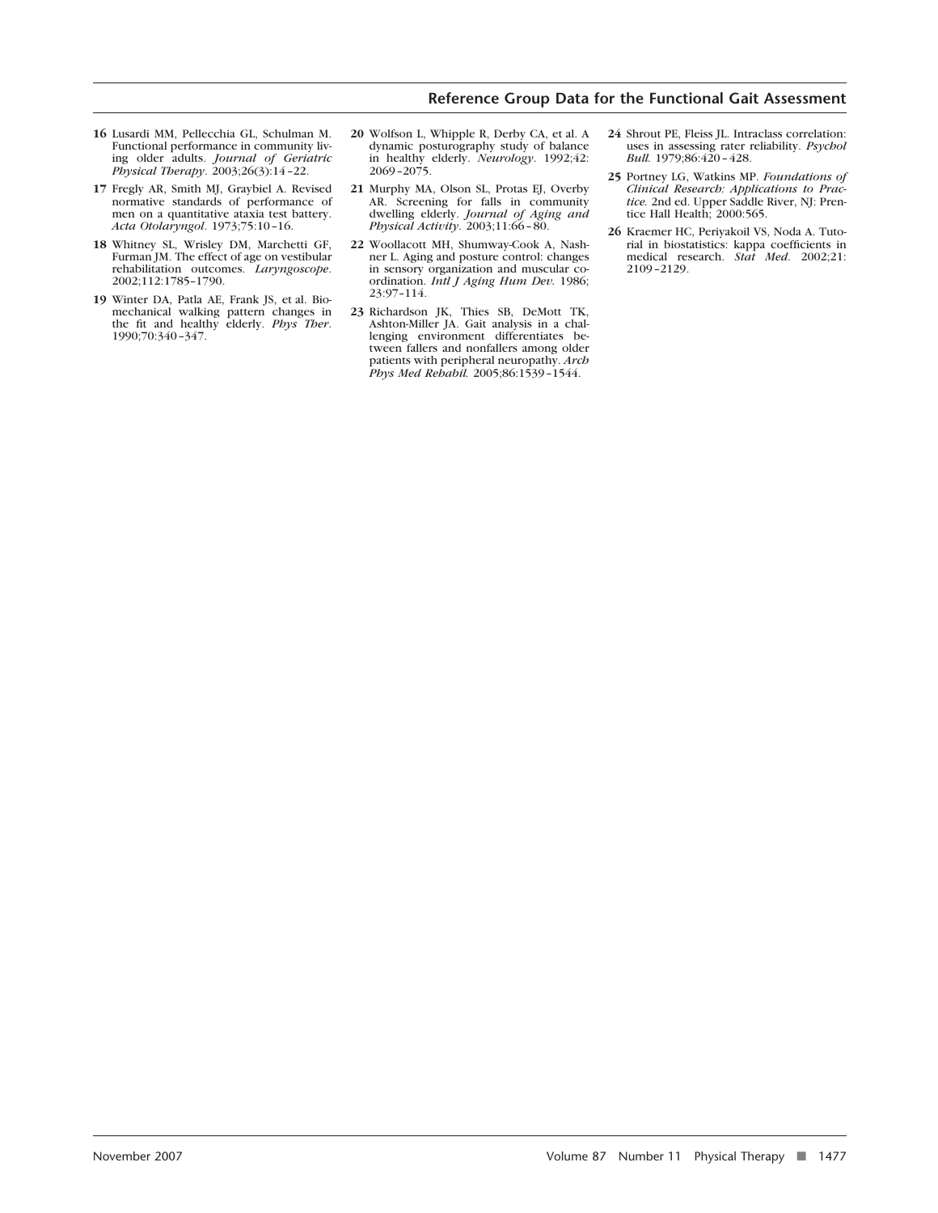16 Lusardi MM, Pellecchia GL, Schulman M. Functional performance in community living older adults. *Journal of Geriatric Physical Therapy*. 2003;26(3):14–22.

17 Fregly AR, Smith MJ, Graybiel A. Revised normative standards of performance of men on a quantitative ataxia test battery. *Acta Otolaryngol*. 1973;75:10–16.

18 Whitney SL, Wrisley DM, Marchetti GF, Furman JM. The effect of age on vestibular rehabilitation outcomes. *Laryngoscope*. 2002;112:1785–1790.

19 Winter DA, Patla AE, Frank JS, et al. Biomechanical walking pattern changes in the fit and healthy elderly. *Phys Ther*. 1990;70:340–347.

20 Wolfson L, Whipple R, Derby CA, et al. A dynamic posturography study of balance in healthy elderly. *Neurology*. 1992;42:2069–2075.

21 Murphy MA, Olson SL, Protas EJ, Overby AR. Screening for falls in community dwelling elderly. *Journal of Aging and Physical Activity*. 2003;11:66–80.

22 Woollacott MH, Shumway-Cook A, Nashner L. Aging and posture control: changes in sensory organization and muscular coordination. *Intl J Aging Hum Dev*. 1986;23:97–114.

23 Richardson JK, Thies SB, DeMott TK, Ashton-Miller JA. Gait analysis in a challenging environment differentiates between fallers and nonfallers among older patients with peripheral neuropathy. *Arch Phys Med Rehabil*. 2005;86:1539–1544.

24 Shrout PE, Fleiss JL. Intraclass correlation: uses in assessing rater reliability. *Psychol Bull*. 1979;86:420–428.

25 Portney LG, Watkins MP. *Foundations of Clinical Research: Applications to Practice*. 2nd ed. Upper Saddle River, NJ: Prentice Hall Health; 2000:565.

26 Kraemer HC, Periyakoil VS, Noda A. Tutorial in biostatistics: kappa coefficients in medical research. *Stat Med*. 2002;21:2109–2129.